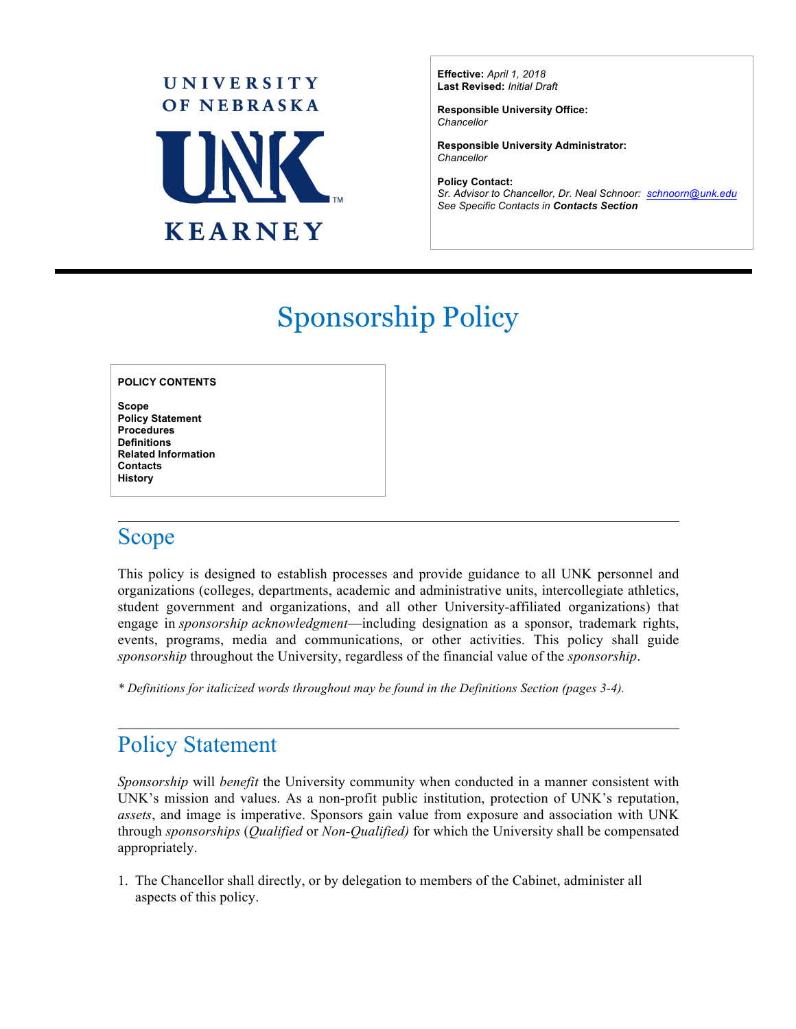UNIVERSITY OF NEBRASKA

UNK

KEARNEY

**Effective:** *April 1, 2018*
**Last Revised:** *Initial Draft*

**Responsible University Office:**
*Chancellor*

**Responsible University Administrator:**
*Chancellor*

**Policy Contact:**
*Sr. Advisor to Chancellor, Dr. Neal Schnoor: schnoorn@unk.edu*
*See Specific Contacts in* ***Contacts Section***

# Sponsorship Policy

**POLICY CONTENTS**

**Scope**
**Policy Statement**
**Procedures**
**Definitions**
**Related Information**
**Contacts**
**History**

## Scope

This policy is designed to establish processes and provide guidance to all UNK personnel and organizations (colleges, departments, academic and administrative units, intercollegiate athletics, student government and organizations, and all other University-affiliated organizations) that engage in *sponsorship acknowledgment*—including designation as a sponsor, trademark rights, events, programs, media and communications, or other activities. This policy shall guide *sponsorship* throughout the University, regardless of the financial value of the *sponsorship*.

*\* Definitions for italicized words throughout may be found in the Definitions Section (pages 3-4).*

## Policy Statement

*Sponsorship* will *benefit* the University community when conducted in a manner consistent with UNK's mission and values. As a non-profit public institution, protection of UNK's reputation, *assets*, and image is imperative. Sponsors gain value from exposure and association with UNK through *sponsorships* (*Qualified* or *Non-Qualified)* for which the University shall be compensated appropriately.

1. The Chancellor shall directly, or by delegation to members of the Cabinet, administer all aspects of this policy.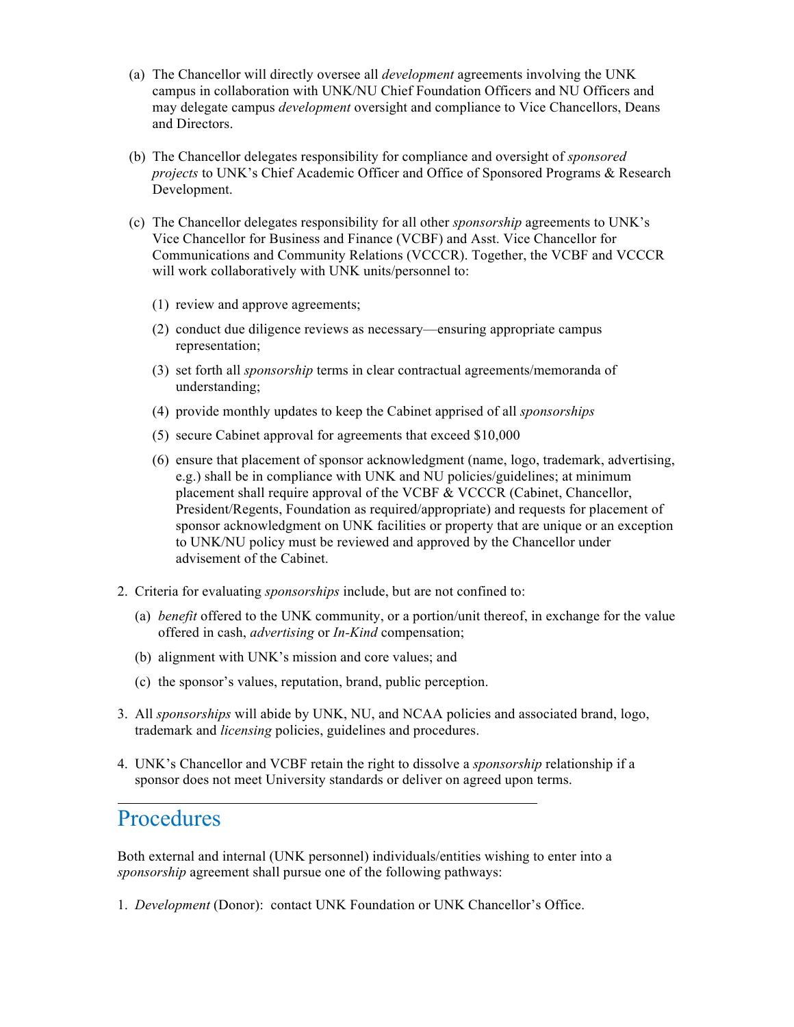(a) The Chancellor will directly oversee all *development* agreements involving the UNK campus in collaboration with UNK/NU Chief Foundation Officers and NU Officers and may delegate campus *development* oversight and compliance to Vice Chancellors, Deans and Directors.

(b) The Chancellor delegates responsibility for compliance and oversight of *sponsored projects* to UNK's Chief Academic Officer and Office of Sponsored Programs & Research Development.

(c) The Chancellor delegates responsibility for all other *sponsorship* agreements to UNK's Vice Chancellor for Business and Finance (VCBF) and Asst. Vice Chancellor for Communications and Community Relations (VCCCR). Together, the VCBF and VCCCR will work collaboratively with UNK units/personnel to:

   (1) review and approve agreements;

   (2) conduct due diligence reviews as necessary—ensuring appropriate campus representation;

   (3) set forth all *sponsorship* terms in clear contractual agreements/memoranda of understanding;

   (4) provide monthly updates to keep the Cabinet apprised of all *sponsorships*

   (5) secure Cabinet approval for agreements that exceed $10,000

   (6) ensure that placement of sponsor acknowledgment (name, logo, trademark, advertising, e.g.) shall be in compliance with UNK and NU policies/guidelines; at minimum placement shall require approval of the VCBF & VCCCR (Cabinet, Chancellor, President/Regents, Foundation as required/appropriate) and requests for placement of sponsor acknowledgment on UNK facilities or property that are unique or an exception to UNK/NU policy must be reviewed and approved by the Chancellor under advisement of the Cabinet.

2. Criteria for evaluating *sponsorships* include, but are not confined to:

   (a) *benefit* offered to the UNK community, or a portion/unit thereof, in exchange for the value offered in cash, *advertising* or *In-Kind* compensation;

   (b) alignment with UNK's mission and core values; and

   (c) the sponsor's values, reputation, brand, public perception.

3. All *sponsorships* will abide by UNK, NU, and NCAA policies and associated brand, logo, trademark and *licensing* policies, guidelines and procedures.

4. UNK's Chancellor and VCBF retain the right to dissolve a *sponsorship* relationship if a sponsor does not meet University standards or deliver on agreed upon terms.

## Procedures

Both external and internal (UNK personnel) individuals/entities wishing to enter into a *sponsorship* agreement shall pursue one of the following pathways:

1. *Development* (Donor): contact UNK Foundation or UNK Chancellor's Office.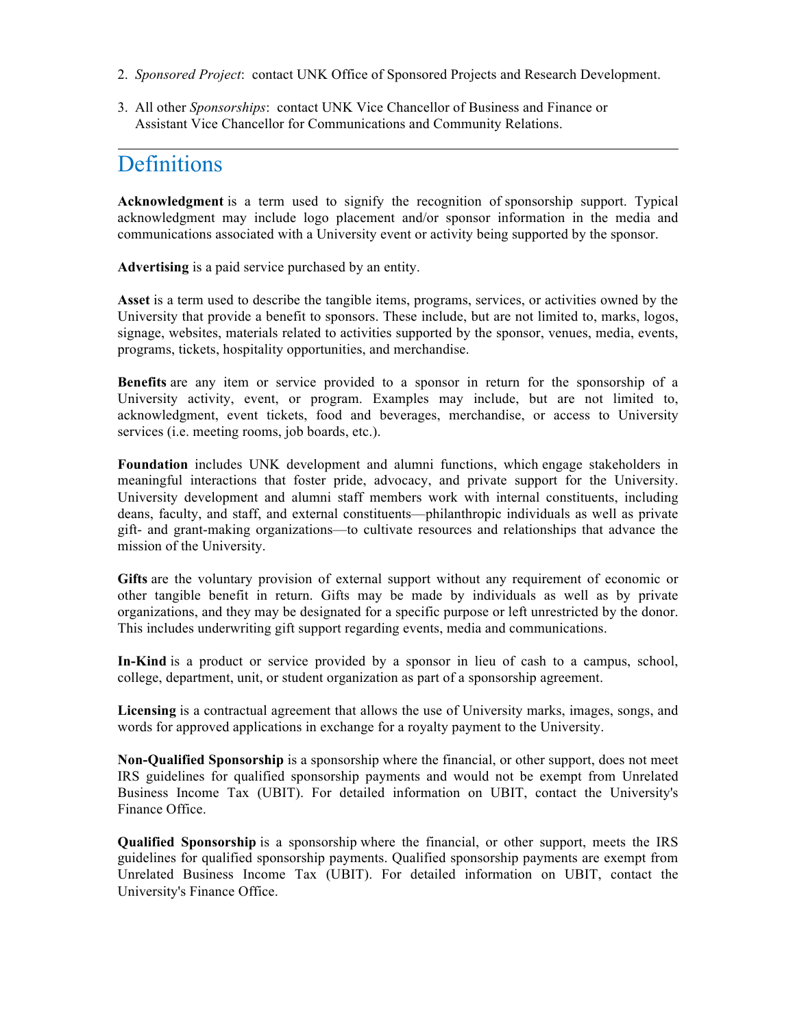2. *Sponsored Project*: contact UNK Office of Sponsored Projects and Research Development.

3. All other *Sponsorships*: contact UNK Vice Chancellor of Business and Finance or Assistant Vice Chancellor for Communications and Community Relations.

---

## Definitions

**Acknowledgment** is a term used to signify the recognition of sponsorship support. Typical acknowledgment may include logo placement and/or sponsor information in the media and communications associated with a University event or activity being supported by the sponsor.

**Advertising** is a paid service purchased by an entity.

**Asset** is a term used to describe the tangible items, programs, services, or activities owned by the University that provide a benefit to sponsors. These include, but are not limited to, marks, logos, signage, websites, materials related to activities supported by the sponsor, venues, media, events, programs, tickets, hospitality opportunities, and merchandise.

**Benefits** are any item or service provided to a sponsor in return for the sponsorship of a University activity, event, or program. Examples may include, but are not limited to, acknowledgment, event tickets, food and beverages, merchandise, or access to University services (i.e. meeting rooms, job boards, etc.).

**Foundation** includes UNK development and alumni functions, which engage stakeholders in meaningful interactions that foster pride, advocacy, and private support for the University. University development and alumni staff members work with internal constituents, including deans, faculty, and staff, and external constituents—philanthropic individuals as well as private gift- and grant-making organizations—to cultivate resources and relationships that advance the mission of the University.

**Gifts** are the voluntary provision of external support without any requirement of economic or other tangible benefit in return. Gifts may be made by individuals as well as by private organizations, and they may be designated for a specific purpose or left unrestricted by the donor. This includes underwriting gift support regarding events, media and communications.

**In-Kind** is a product or service provided by a sponsor in lieu of cash to a campus, school, college, department, unit, or student organization as part of a sponsorship agreement.

**Licensing** is a contractual agreement that allows the use of University marks, images, songs, and words for approved applications in exchange for a royalty payment to the University.

**Non-Qualified Sponsorship** is a sponsorship where the financial, or other support, does not meet IRS guidelines for qualified sponsorship payments and would not be exempt from Unrelated Business Income Tax (UBIT). For detailed information on UBIT, contact the University's Finance Office.

**Qualified Sponsorship** is a sponsorship where the financial, or other support, meets the IRS guidelines for qualified sponsorship payments. Qualified sponsorship payments are exempt from Unrelated Business Income Tax (UBIT). For detailed information on UBIT, contact the University's Finance Office.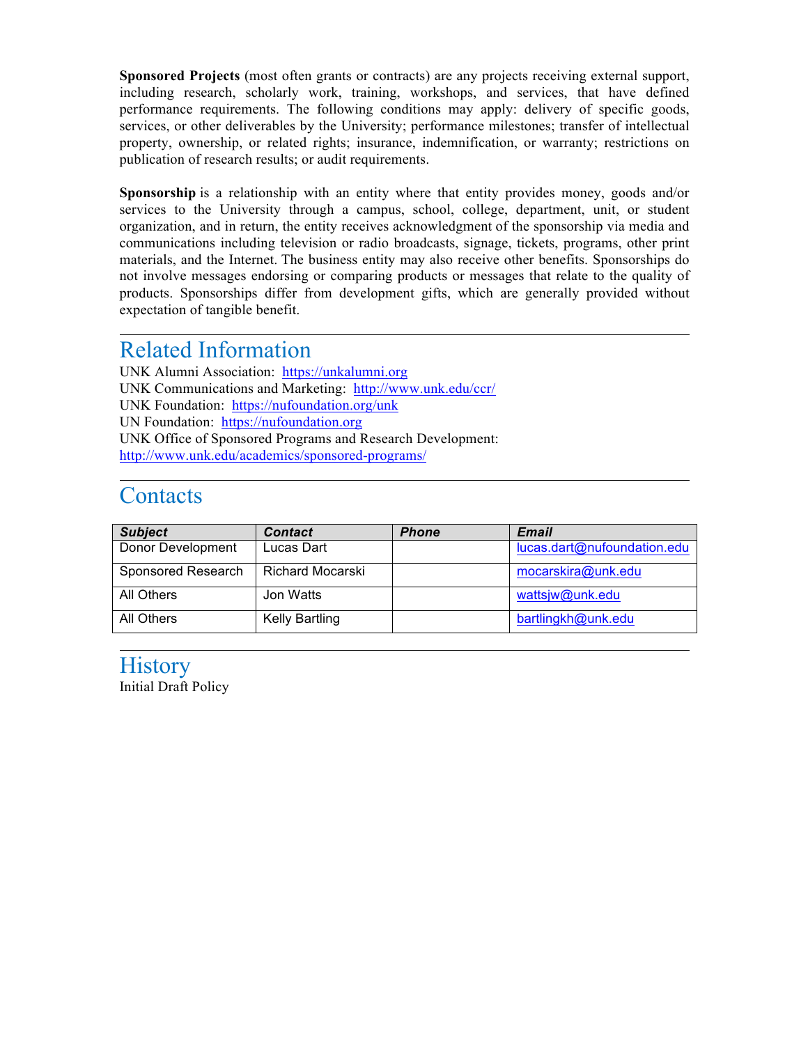**Sponsored Projects** (most often grants or contracts) are any projects receiving external support, including research, scholarly work, training, workshops, and services, that have defined performance requirements. The following conditions may apply: delivery of specific goods, services, or other deliverables by the University; performance milestones; transfer of intellectual property, ownership, or related rights; insurance, indemnification, or warranty; restrictions on publication of research results; or audit requirements.

**Sponsorship** is a relationship with an entity where that entity provides money, goods and/or services to the University through a campus, school, college, department, unit, or student organization, and in return, the entity receives acknowledgment of the sponsorship via media and communications including television or radio broadcasts, signage, tickets, programs, other print materials, and the Internet. The business entity may also receive other benefits. Sponsorships do not involve messages endorsing or comparing products or messages that relate to the quality of products. Sponsorships differ from development gifts, which are generally provided without expectation of tangible benefit.

## Related Information

UNK Alumni Association: https://unkalumni.org
UNK Communications and Marketing: http://www.unk.edu/ccr/
UNK Foundation: https://nufoundation.org/unk
UN Foundation: https://nufoundation.org
UNK Office of Sponsored Programs and Research Development:
http://www.unk.edu/academics/sponsored-programs/

## Contacts

| *Subject* | *Contact* | *Phone* | *Email* |
|---|---|---|---|
| Donor Development | Lucas Dart | | lucas.dart@nufoundation.edu |
| Sponsored Research | Richard Mocarski | | mocarskira@unk.edu |
| All Others | Jon Watts | | wattsjw@unk.edu |
| All Others | Kelly Bartling | | bartlingkh@unk.edu |

## History

Initial Draft Policy